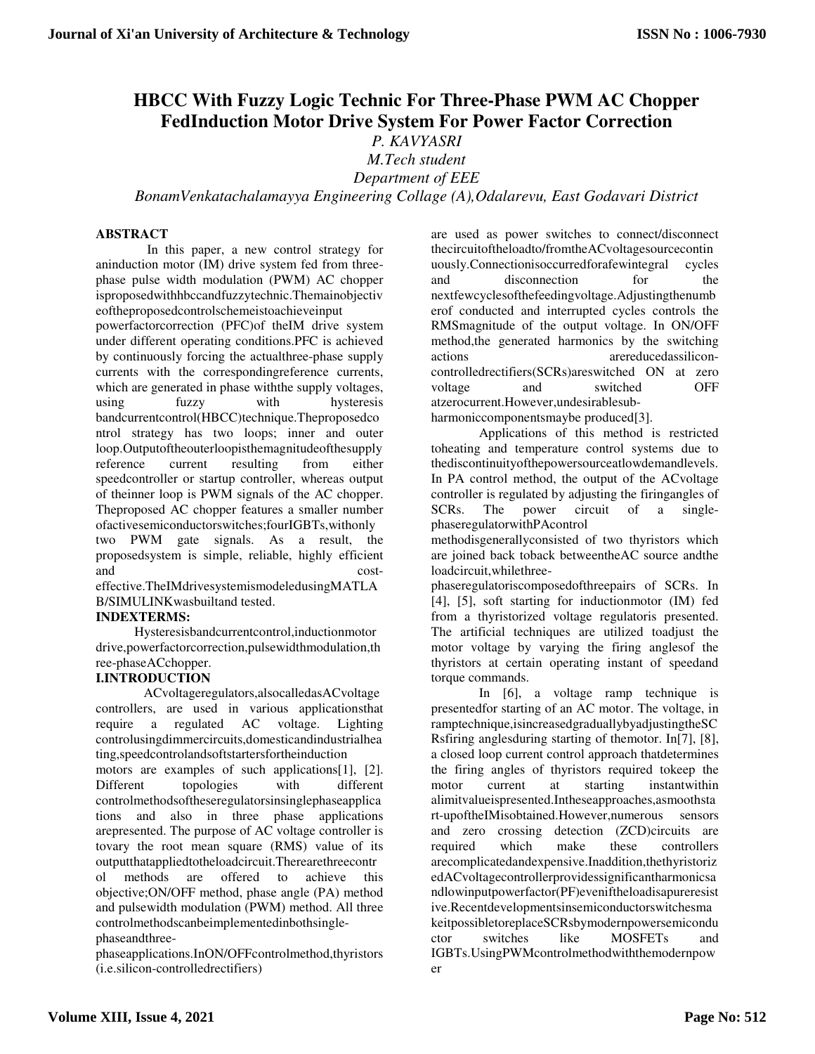# HBCC With Fuzzy Logic Technic For Three-Phase PWM AC Chopper FedInduction Motor Drive System For Power Factor Correction

*P. KAVYASRI*

*M.Tech student*

*Department of EEE*

*BonamVenkatachalamayya Engineering Collage (A),Odalarevu, East Godavari District*

## ABSTRACT

In this paper, a new control strategy for aninduction motor (IM) drive system fed from three-phase pulse width modulation (PWM) AC chopper isproposedwithhbccandfuzzytechnic.Themainobjectiveoftheproposedcontrolschemeistoachieveinput powerfactorcorrection (PFC)of theIM drive system under different operating conditions.PFC is achieved by continuously forcing the actualthree-phase supply currents with the correspondingreference currents, which are generated in phase withthe supply voltages, using fuzzy with hysteresis bandcurrentcontrol(HBCC)technique.Theproposedcontrol strategy has two loops; inner and outer loop.Outputoftheouterloopisthemagnitudeofthesupply reference current resulting from either speedcontroller or startup controller, whereas output of theinner loop is PWM signals of the AC chopper. Theproposed AC chopper features a smaller number ofactivesemiconductorswitches;fourIGBTs,withonly two PWM gate signals. As a result, the proposedsystem is simple, reliable, highly efficient and cost-effective.TheIMdrivesystemismodeledusingMATLAB/SIMULINKwasbuiltand tested.

## INDEXTERMS:

Hysteresisbandcurrentcontrol,inductionmotordrive,powerfactorcorrection,pulsewidthmodulation,three-phaseACchopper.

## I.INTRODUCTION

ACvoltageregulators,alsocalledasACvoltage controllers, are used in various applicationsthat require a regulated AC voltage. Lighting controlusingdimmercircuits,domesticandindustrialheating,speedcontrolandsoftstartersfortheinduction motors are examples of such applications[1], [2]. Different topologies with different controlmethodsoftheseregulatorsinsinglephaseapplications and also in three phase applications arepresented. The purpose of AC voltage controller is tovary the root mean square (RMS) value of its outputthatappliedtotheloadcircuit.Therearethreecontrol methods are offered to achieve this objective;ON/OFF method, phase angle (PA) method and pulsewidth modulation (PWM) method. All three controlmethodscanbeimplementedinbothsingle-phaseandthree-phaseapplications.InON/OFFcontrolmethod,thyristors (i.e.silicon-controlledrectifiers) are used as power switches to connect/disconnect thecircuitoftheloadto/fromtheACvoltagesourcecontinuously.Connectionisoccurredforafewintegral cycles and disconnection for the nextfewcyclesofthefeedingvoltage.Adjustingthenumberof conducted and interrupted cycles controls the RMSmagnitude of the output voltage. In ON/OFF method,the generated harmonics by the switching actions arereducedassilicon-controlledrectifiers(SCRs)areswitched ON at zero voltage and switched OFF atzerocurrent.However,undesirablesub-harmoniccomponentsmaybe produced[3].

Applications of this method is restricted toheating and temperature control systems due to thediscontinuityofthepowersourceatlowdemandlevels. In PA control method, the output of the ACvoltage controller is regulated by adjusting the firingangles of SCRs. The power circuit of a single-phaseregulatorwithPAcontrol methodisgenerallyconsisted of two thyristors which are joined back toback betweentheAC source andthe loadcircuit,whilethree-phaseregulatoriscomposedofthreepairs of SCRs. In [4], [5], soft starting for inductionmotor (IM) fed from a thyristorized voltage regulatoris presented. The artificial techniques are utilized toadjust the motor voltage by varying the firing anglesof the thyristors at certain operating instant of speedand torque commands.

In [6], a voltage ramp technique is presentedfor starting of an AC motor. The voltage, in ramptechnique,isincreasedgraduallybyadjustingtheSCRsfiring anglesduring starting of themotor. In[7], [8], a closed loop current control approach thatdetermines the firing angles of thyristors required tokeep the motor current at starting instantwithin alimitvalueispresented.Intheseapproaches,asmoothstart-upoftheIMisobtained.However,numerous sensors and zero crossing detection (ZCD)circuits are required which make these controllers arecomplicatedandexpensive.Inaddition,thethyristorizedACvoltagecontrollerprovidessignificantharmonicsandlowinputpowerfactor(PF)eveniftheloadisapureresistive.Recentdevelopmentsinsemiconductorswitchesmakeitpossibletoreplace SCRsbymodernpowersemiconductor switches like MOSFETs and IGBTs.UsingPWMcontrolmethodwiththemodernpower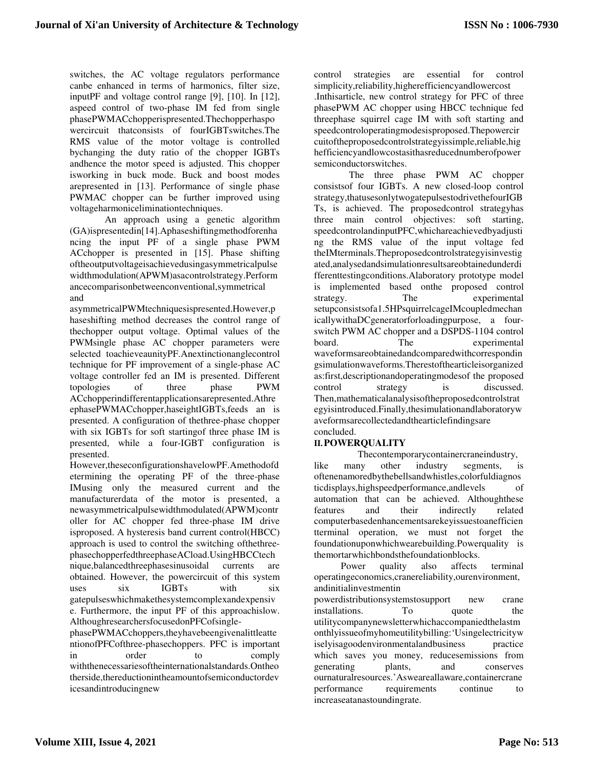switches, the AC voltage regulators performance canbe enhanced in terms of harmonics, filter size, inputPF and voltage control range [9], [10]. In [12], aspeed control of two-phase IM fed from single phasePWMACchopperispresented.Thechopperhaspowercircuit thatconsists of fourIGBTswitches.The RMS value of the motor voltage is controlled bychanging the duty ratio of the chopper IGBTs andhence the motor speed is adjusted. This chopper isworking in buck mode. Buck and boost modes arepresented in [13]. Performance of single phase PWMAC chopper can be further improved using voltageharmoniceliminationtechniques.

An approach using a genetic algorithm (GA)ispresentedin[14].Aphaseshiftingmethodforenhancing the input PF of a single phase PWM ACchopper is presented in [15]. Phase shifting oftheoutputvoltageisachievedusingasymmetricalpulsewidthmodulation(APWM)asacontrolstrategy.Performancecomparisonbetweenconventional,symmetrical and asymmetricalPWMtechniquesispresented.However,phaseshifting method decreases the control range of thechopper output voltage. Optimal values of the PWMsingle phase AC chopper parameters were selected toachieveaunityPF.Anextinctionanglecontrol technique for PF improvement of a single-phase AC voltage controller fed an IM is presented. Different topologies of three phase PWM ACchopperindifferentapplicationsarepresented.AthreephasePWMACchopper,haseightIGBTs,feeds an is presented. A configuration of thethree-phase chopper with six IGBTs for soft startingof three phase IM is presented, while a four-IGBT configuration is presented. However,theseconfigurationshavelowPF.Amethodofdetermining the operating PF of the three-phase IMusing only the measured current and the manufacturerdata of the motor is presented, a newasymmetricalpulsewidthmodulated(APWM)controller for AC chopper fed three-phase IM drive isproposed. A hysteresis band current control(HBCC) approach is used to control the switching ofthethree-phasechopperfedthreephaseACload.UsingHBCCtechnique,balancedthreephasesinusoidal currents are obtained. However, the powercircuit of this system uses six IGBTs with six gatepulseswhichmakethesystemcomplexandexpensive. Furthermore, the input PF of this approachislow. AlthoughresearchersfocusedonPFCofsingle-phasePWMACchoppers,theyhavebeengivenalittleattentionofPFCofthree-phasechoppers. PFC is important in order to comply withthenecessariesoftheinternationalstandards.Ontheotherside,thereductionintheamountofsemiconductordevicesandintroducingnew control strategies are essential for control simplicity,reliability,higherefficiencyandlowercost .Inthisarticle, new control strategy for PFC of three phasePWM AC chopper using HBCC technique fed threephase squirrel cage IM with soft starting and speedcontroloperatingmodesisproposed.Thepowercircuitoftheproposedcontrolstrategyissimple,reliable,highefficiencyandlowcostasithasreducednumberofpower semiconductorswitches.

The three phase PWM AC chopper consistsof four IGBTs. A new closed-loop control strategy,thatusesonlytwogatepulsestodrivethefourIGBTs, is achieved. The proposedcontrol strategyhas three main control objectives: soft starting, speedcontrolandinputPFC,whicharechievedbyadjusting the RMS value of the input voltage fed theIMterminals.Theproposedcontrolstrategyisinvestigated,analysedandsimulationresultsareobtainedunderdifferenttestingconditions.Alaboratory prototype model is implemented based onthe proposed control strategy. The experimental setupconsistsofa1.5HPsquirrelcageIMcoupledmechanicallywithaDCgeneratorforloadingpurpose, a four-switch PWM AC chopper and a DSPDS-1104 control board. The experimental waveformsareobtainedandcomparedwithcorrespondingsimulationwaveforms.Therestofthearticleisorganized as:first,descriptionandoperatingmodesof the proposed control strategy is discussed. Then,mathematicalanalysisoftheproposedcontrolstrategyisintroduced.Finally,thesimulationandlaboratorywaveformsarecollectedandthearticlefindingsare concluded.

## II. POWERQUALITY

Thecontemporarycontainercraneindustry, like many other industry segments, is oftenenamoredbythebellsandwhistles,colorfuldiagnosticdisplays,highspeedperformance,andlevels of automation that can be achieved. Althoughthese features and their indirectly related computerbasedenhancementsarekeyissuestoanefficientterminal operation, we must not forget the foundationuponwhichwearebuilding.Powerquality is themortarwhichbondsthefoundationblocks.

Power quality also affects terminal operatingeconomics,cranereliability,ourenvironment, andinitialinvestmentin powerdistributionsystemstosupport new crane installations. To quote the utilitycompanynewsletterwhichaccompaniedthelastmonthlyissueofmyhomeutilitybilling:'Usingelectricitywiselyisagoodenvironmentalandbusiness practice which saves you money, reducesemissions from generating plants, and conserves ournaturalresources.'Asweareallaware,containercrane performance requirements continue to increaseatanastoundingrate.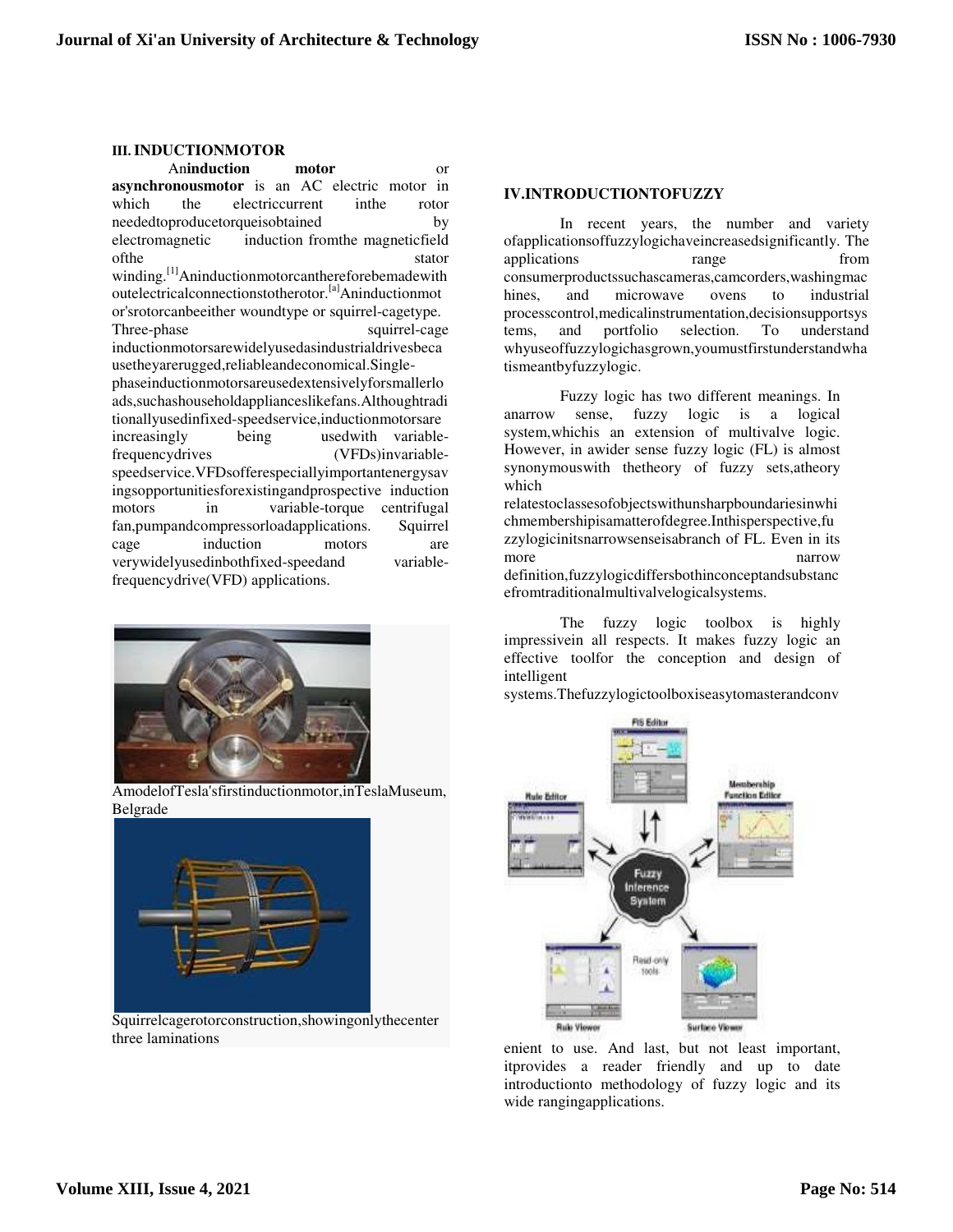### III. INDUCTIONMOTOR

An**induction motor** or **asynchronousmotor** is an AC electric motor in which the electriccurrent inthe rotor neededtoproducetorqueisobtained by electromagnetic induction fromthe magneticfield ofthe stator winding.[1]Aninductionmotorcanthereforebemadewith outelectricalconnectionstotherotor.[a]Aninductionmotor'srotorcanbeeither woundtype or squirrel-cagetype. Three-phase squirrel-cage inductionmotorsarewidelyusedasindustrialdrivesbecausetheyarerugged,reliableandeconomical.Single-phaseinductionmotorsareusedextensivelyforsmallerloads,suchashouseholdapplianceslikefans.Althoughtraditionallyusedinfixed-speedservice,inductionmotorsare increasingly being usedwith variable-frequencydrives (VFDs)invariable-speedservice.VFDsofferespeciallyimportantenergysavingsopportunitiesforexistingandprospective induction motors in variable-torque centrifugal fan,pumpandcompressorloadapplications. Squirrel cage induction motors are verywidelyusedinbothfixed-speedand variable-frequencydrive(VFD) applications.

AmodelofTesla'sfirstinductionmotor,inTeslaMuseum, Belgrade

Squirrelcagerotorconstruction,showingonlythecenter three laminations

### IV.INTRODUCTIONTOFUZZY

In recent years, the number and variety ofapplicationsoffuzzylogichaveincreasedsignificantly. The applications range from consumerproductssuchascameras,camcorders,washingmachines, and microwave ovens to industrial processcontrol,medicalinstrumentation,decisionsupportsystems, and portfolio selection. To understand whyuseoffuzzylogichasgrown,youmustfirstunderstandwhatismeantbyfuzzylogic.

Fuzzy logic has two different meanings. In anarrow sense, fuzzy logic is a logical system,whichis an extension of multivalve logic. However, in awider sense fuzzy logic (FL) is almost synonymouswith thetheory of fuzzy sets,atheory which relatestoclassesofobjectswithunsharpboundariesinwhichmembershipisamatterofdegree.Inthisperspective,fuzzylogicinitsnarrowsenseisabranch of FL. Even in its more narrow definition,fuzzylogicdiffersbothinconceptandsubstancefromtraditionalmultivalvelogicalsystems.

The fuzzy logic toolbox is highly impressivein all respects. It makes fuzzy logic an effective toolfor the conception and design of intelligent systems.Thefuzzylogictoolboxiseasytomasterandconvenient to use. And last, but not least important, itprovides a reader friendly and up to date introductionto methodology of fuzzy logic and its wide rangingapplications.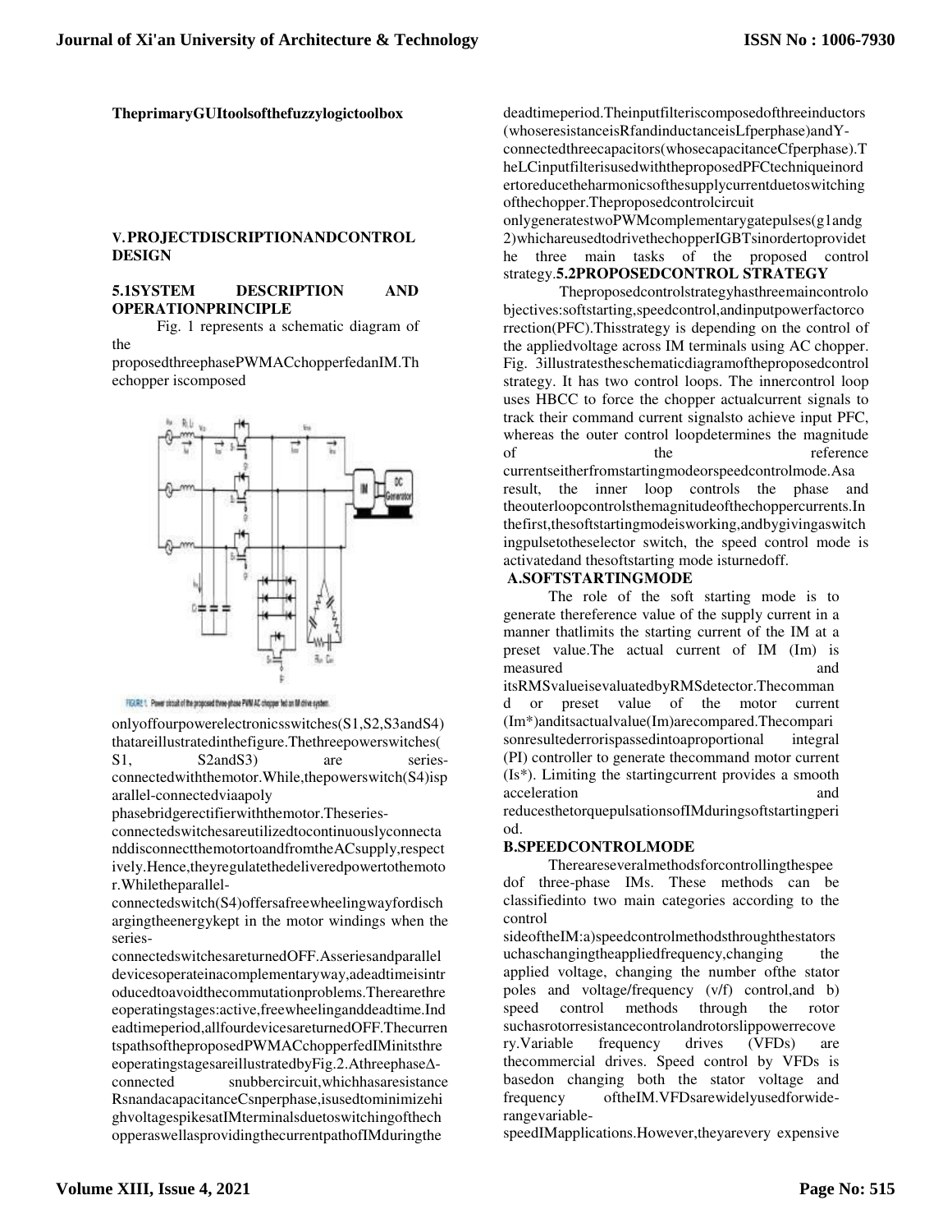**TheprimaryGUItoolsofthefuzzylogictoolbox**

## V. PROJECTDISCRIPTIONANDCONTROL DESIGN

### 5.1SYSTEM DESCRIPTION AND OPERATIONPRINCIPLE

Fig. 1 represents a schematic diagram of the proposedthreephasePWMACchopperfedanIM.The chopper iscomposed

FIGURE 1. Power circuit of the proposed three-phase PWM AC chopper fed an IM drive system.

onlyoffourpowerelectronicsswitches(S1,S2,S3andS4) thatareillustratedinthefigure.Thethreepowerswitches( S1, S2andS3) are series-connectedwiththemotor.While,thepowerswitch(S4)isparallel-connectedviaapoly phasebridgerectifierwiththemotor.Theseries-connectedswitchesareutilizedtocontinuouslyconnectanddisconnectthemotortoandfromtheACsupply,respectively.Hence,theyregulatethedeliveredpowertothemotor.Whiletheparallel-connectedswitch(S4)offersafreewheelingwayfordischargingtheenergykept in the motor windings when the series-connectedswitchesareturnedOFF.Asseriesandparalleldevicesoperateinacomplementaryway,adeadtimeisintroducedtoavoidthecommutationproblems.Therearethreeoperatingstages:active,freewheelinganddeadtime.Indeadtimeperiod,allfourdevicesareturnedOFF.ThecurrentspathsoftheproposedPWMACchopperfedIMinitsthreeoperatingstagesareillustratedbyFig.2.AthreephaseΔ-connected snubbercircuit,whichhasaresistance RsnandacapacitanceCsnperphase,isusedtominimizehighvoltagespikesatIMterminalsduetoswitchingofthechopperaswellasprovidingthecurrentpathofIMduringthe deadtimeperiod.Theinputfilteriscomposedofthreeinductors (whoseresistanceisRfandinductanceisLfperphase)andY-connectedthreecapacitors(whosecapacitanceCfperphase).TheLCinputfilterisusedwiththeproposedPFCtechniqueinordertoreducetheharmonicsofthesupplycurrentduetoswitchingofthechopper.Theproposedcontrolcircuit onlygeneratestwoPWMcomplementarygatepulses(g1andg2)whichareusedtodrivethechopperIGBTsinordertoprovidet he three main tasks of the proposed control strategy.

### 5.2PROPOSEDCONTROL STRATEGY

Theproposedcontrolstrategyhasthreemaincontrolobjectives:softstarting,speedcontrol,andinputpowerfactorcorrection(PFC).Thisstrategy is depending on the control of the appliedvoltage across IM terminals using AC chopper. Fig. 3illustratestheschematicdiagramoftheproposedcontrol strategy. It has two control loops. The innercontrol loop uses HBCC to force the chopper actualcurrent signals to track their command current signalsto achieve input PFC, whereas the outer control loopdetermines the magnitude of the reference currentseitherfromstartingmodeorspeedcontrolmode.Asa result, the inner loop controls the phase and theouterloopcontrolsthemagnitudeofthechoppercurrents.Inthefirst,thesoftstartingmodeisworking,andbygivingaswitchingpulsetotheselector switch, the speed control mode is activatedand thesoftstarting mode isturnedoff.

#### A.SOFTSTARTINGMODE

The role of the soft starting mode is to generate thereference value of the supply current in a manner thatlimits the starting current of the IM at a preset value.The actual current of IM (Im) is measured and itsRMSvalueisevaluatedbyRMSdetector.The command or preset value of the motor current (Im*)anditsactualvalue(Im)arecompared.Thecomparisonresultederrorispassedintoaproportional integral (PI) controller to generate thecommand motor current (Is*). Limiting the startingcurrent provides a smooth acceleration and reducesthetorquepulsationsofIMduringsoftstartingperiod.

#### B.SPEEDCONTROLMODE

Thereareseveralmethodsforcontrollingthespeedof three-phase IMs. These methods can be classifiedinto two main categories according to the control sideoftheIM:a)speedcontrolmethodsthroughthestatorsuchaschangingtheappliedfrequency,changing the applied voltage, changing the number ofthe stator poles and voltage/frequency (v/f) control,and b) speed control methods through the rotor suchasrotorresistancecontrolandrotorslippowerrecovery.Variable frequency drives (VFDs) are thecommercial drives. Speed control by VFDs is basedon changing both the stator voltage and frequency oftheIM.VFDsarewidelyusedforwide-rangevariable-speedIMapplications.However,theyarevery expensive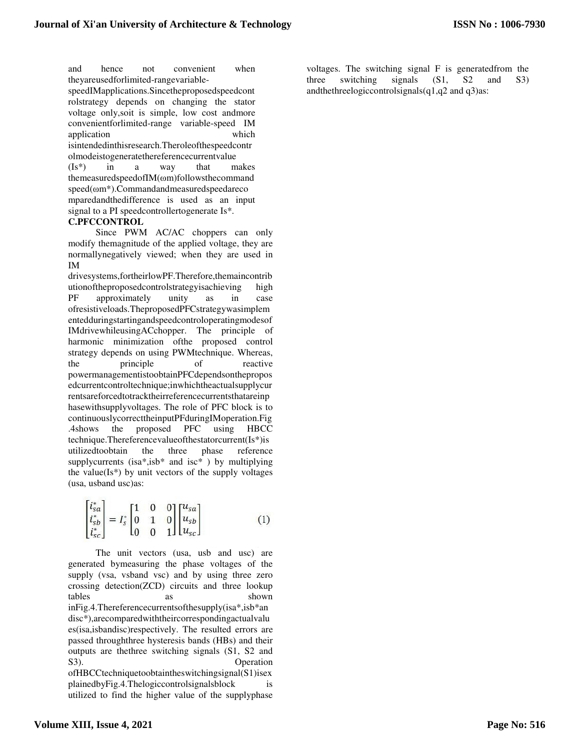and hence not convenient when theyareusedforlimited-rangevariable-speedIMapplications.Sincetheproposedspeedcontrolstrategy depends on changing the stator voltage only,soit is simple, low cost andmore convenientforlimited-range variable-speed IM application which isintendedinthisresearch.Theroleofthespeedcontrolmodeistogeneratethereferencecurrentvalue (Is*) in a way that makes themeasuredspeedofIM(ωm)followsthecommand speed(ωm*).Commandandmeasuredspeedarecomparedandthedifference is used as an input signal to a PI speedcontrollertogenerate Is*.

**C.PFCCONTROL**

Since PWM AC/AC choppers can only modify themagnitude of the applied voltage, they are normallynegatively viewed; when they are used in IM drivesystems,fortheirlowPF.Therefore,themaincontributionoftheproposedcontrolstrategyisachieving high PF approximately unity as in case ofresistiveloads.TheproposedPFCstrategywasimplementedduringstartingandspeedcontroloperatingmodesof IMdrivewhileusingACchopper. The principle of harmonic minimization ofthe proposed control strategy depends on using PWMtechnique. Whereas, the principle of reactive powermanagementistoobtainPFCdependsontheproposedcurrentcontroltechnique;inwhichtheactualsupplycurrentsareforcedtotracktheirreferencecurrentsthatareinphasewithsupplyvoltages. The role of PFC block is to continuouslycorrecttheinputPFduringIMoperation.Fig.4shows the proposed PFC using HBCC technique.Thereferencevalueofthestatorcurrent(Is*)is utilizedtoobtain the three phase reference supplycurrents (isa*,isb* and isc* ) by multiplying the value(Is*) by unit vectors of the supply voltages (usa, usband usc)as:

$$\begin{bmatrix} i_{sa}^* \\ i_{sb}^* \\ i_{sc}^* \end{bmatrix} = I_s^* \begin{bmatrix} 1 & 0 & 0 \\ 0 & 1 & 0 \\ 0 & 0 & 1 \end{bmatrix} \begin{bmatrix} u_{sa} \\ u_{sb} \\ u_{sc} \end{bmatrix} \tag{1}$$

The unit vectors (usa, usb and usc) are generated bymeasuring the phase voltages of the supply (vsa, vsband vsc) and by using three zero crossing detection(ZCD) circuits and three lookup tables as shown inFig.4.Thereferencecurrentsofthesupply(isa*,isb*andisc*),arecomparedwiththeircorrespondingactualvalues(isa,isbandisc)respectively. The resulted errors are passed throughthree hysteresis bands (HBs) and their outputs are thethree switching signals (S1, S2 and S3). Operation ofHBCCtechniquetoobtaintheswitchingsignal(S1)isexplainedbyFig.4.Thelogiccontrolsignalsblock is utilized to find the higher value of the supplyphase voltages. The switching signal F is generatedfrom the three switching signals (S1, S2 and S3) andthethreelogiccontrolsignals(q1,q2 and q3)as: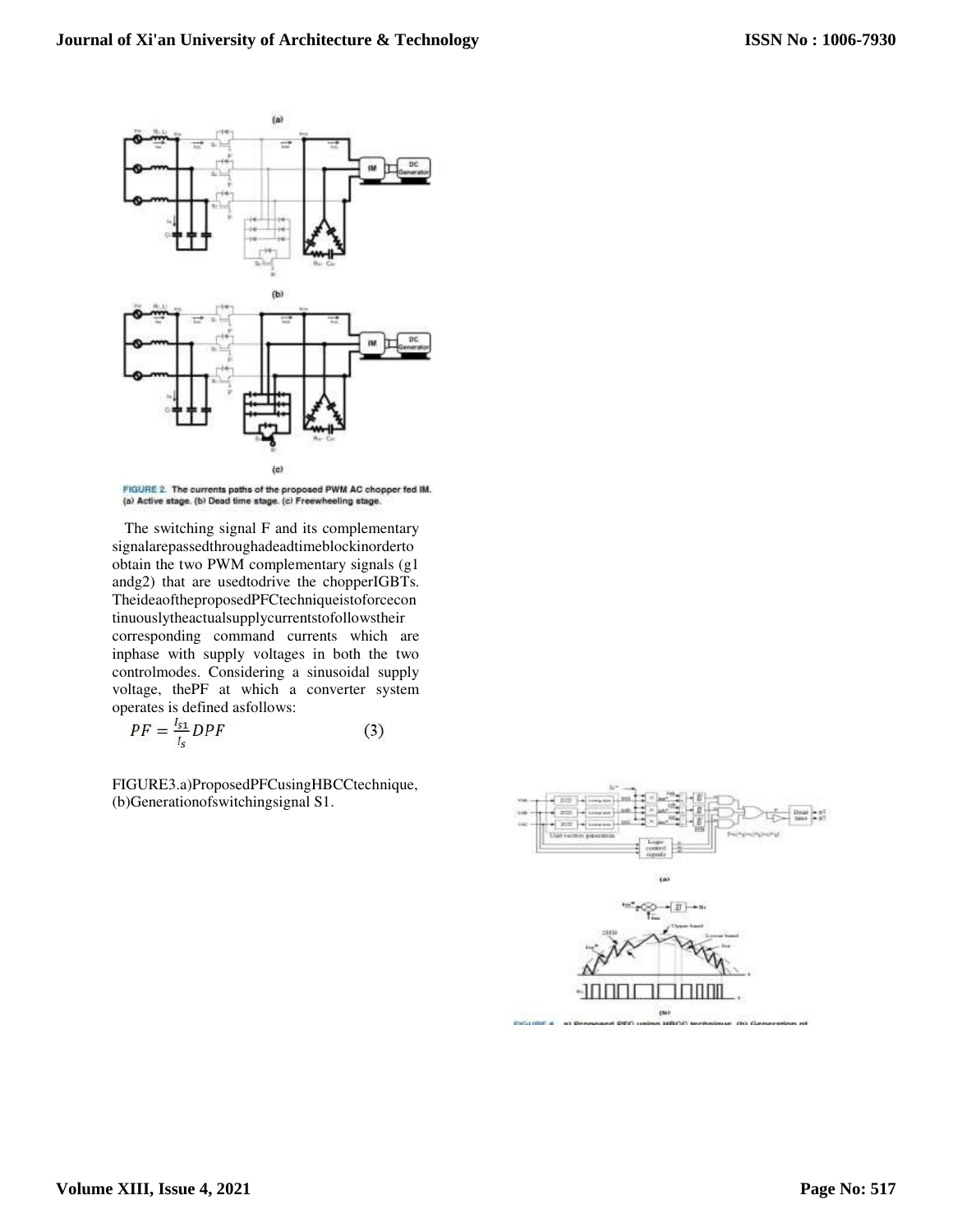FIGURE 2. The currents paths of the proposed PWM AC chopper fed IM. (a) Active stage. (b) Dead time stage. (c) Freewheeling stage.

The switching signal F and its complementary signalarepassedthroughadeadtimeblockinorderto obtain the two PWM complementary signals (g1 andg2) that are usedtodrive the chopperIGBTs. TheideaoftheproposedPFCtechniqueistoforcecon tinuouslytheactualsupplycurrentstofollowstheir corresponding command currents which are inphase with supply voltages in both the two controlmodes. Considering a sinusoidal supply voltage, thePF at which a converter system operates is defined asfollows:

$$PF = \frac{I_{s1}}{I_s} DPF \qquad (3)$$

FIGURE3.a)ProposedPFCusingHBCCtechnique, (b)Generationofswitchingsignal S1.

FIGURE 4. a) Proposed PFC using HBCC technique. (b) Generation of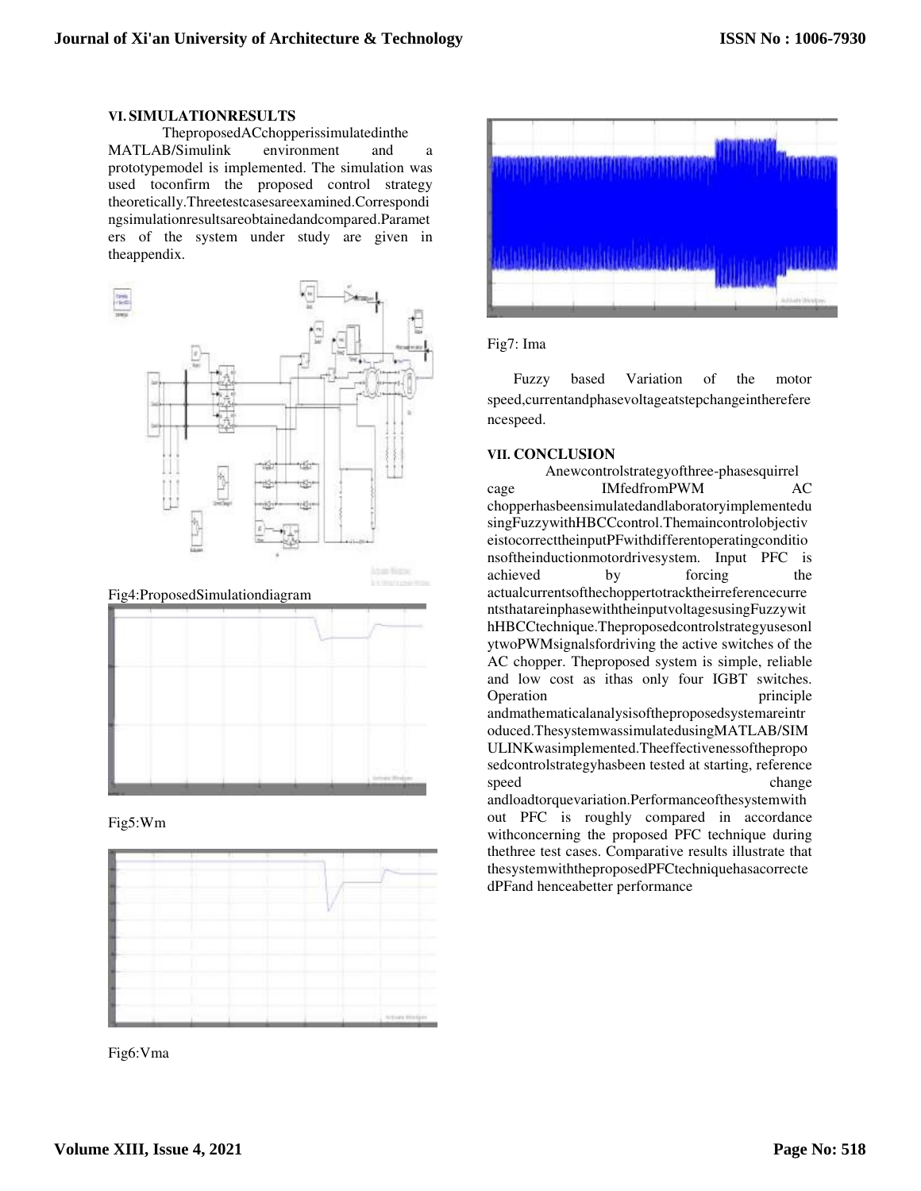## VI. SIMULATIONRESULTS

TheproposedACchopperissimulatedinthe MATLAB/Simulink environment and a prototypemodel is implemented. The simulation was used toconfirm the proposed control strategy theoretically.Threetestcasesareexamined.Correspondingsimulationresultsareobtainedandcompared.Parameters of the system under study are given in theappendix.

Fig4:ProposedSimulationdiagram

Fig5:Wm

Fig6:Vma

Fig7: Ima

Fuzzy based Variation of the motor speed,currentandphasevoltageatstepchangeintherefere ncespeed.

## VII. CONCLUSION

Anewcontrolstrategyofthree-phasesquirrel cage IMfedfromPWM AC chopperhasbeensimulatedandlaboratoryimplementedusingFuzzywithHBCCcontrol.Themaincontrolobjectiveistocorrecttheinput PFwithdifferentoperatingconditionsoftheinductionmotordrivesystem. Input PFC is achieved by forcing the actualcurrentsofthechoppertotracktheirreferencecurrentsthatareinphasewiththeinputvoltagesusingFuzzywithHBCCtechnique.Theproposedcontrolstrategyusesonly twoPWMsignalsfordriving the active switches of the AC chopper. Theproposed system is simple, reliable and low cost as ithas only four IGBT switches. Operation principle andmathematicalanalysisoftheproposedsystemareintroduced.ThesystemwassimulatedusingMATLAB/SIMULINKwasimplemented.Theeffectivenessoftheproposedcontrolstrategyhasbeen tested at starting, reference speed change andloadtorquevariation.Performanceofthesystemwithout PFC is roughly compared in accordance withconcerning the proposed PFC technique during thethree test cases. Comparative results illustrate that thesystemwiththeproposedPFCtechniquehasacorrectedPFand henceabetter performance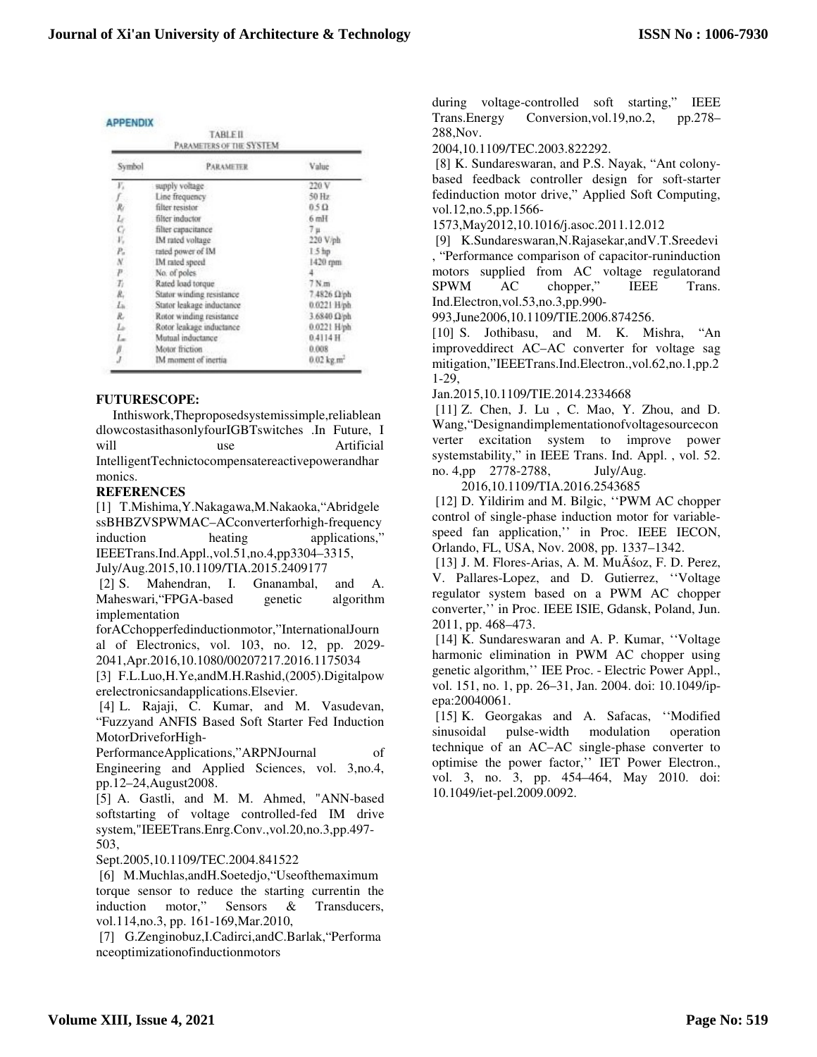## APPENDIX

TABLE II
PARAMETERS OF THE SYSTEM

| Symbol | PARAMETER | Value |
|---|---|---|
| $V_s$ | supply voltage | 220 V |
| $f$ | Line frequency | 50 Hz |
| $R_f$ | filter resistor | 0.5 Ω |
| $L_f$ | filter inductor | 6 mH |
| $C_f$ | filter capacitance | 7 μ |
| $V_s$ | IM rated voltage | 220 V/ph |
| $P_o$ | rated power of IM | 1.5 hp |
| $N$ | IM rated speed | 1420 rpm |
| $P$ | No. of poles | 4 |
| $T_l$ | Rated load torque | 7 N.m |
| $R_s$ | Stator winding resistance | 7.4826 Ω/ph |
| $L_{ls}$ | Stator leakage inductance | 0.0221 H/ph |
| $R_r$ | Rotor winding resistance | 3.6840 Ω/ph |
| $L_{lr}$ | Rotor leakage inductance | 0.0221 H/ph |
| $L_m$ | Mutual inductance | 0.4114 H |
| $\beta$ | Motor friction | 0.008 |
| $J$ | IM moment of inertia | 0.02 kg.m$^2$ |

**FUTURESCOPE:**

Inthiswork,Theproposedsystemissimple,reliablean dlowcostasithasonlyfourIGBTswitches .In Future, I will use Artificial IntelligentTechnictocompensatereactivepowerandhar monics.

**REFERENCES**

[1] T.Mishima,Y.Nakagawa,M.Nakaoka,"AbridgelessBHBZVSPWMAC–ACconverterforhigh-frequency induction heating applications," IEEETrans.Ind.Appl.,vol.51,no.4,pp3304–3315, July/Aug.2015,10.1109/TIA.2015.2409177

[2] S. Mahendran, I. Gnanambal, and A. Maheswari,"FPGA-based genetic algorithm implementation forACchopperfedinductionmotor,"InternationalJournal of Electronics, vol. 103, no. 12, pp. 2029-2041,Apr.2016,10.1080/00207217.2016.1175034

[3] F.L.Luo,H.Ye,andM.H.Rashid,(2005).Digitalpowerelectronicsandapplications.Elsevier.

[4] L. Rajaji, C. Kumar, and M. Vasudevan, "Fuzzyand ANFIS Based Soft Starter Fed Induction MotorDriveforHigh-PerformanceApplications,"ARPNJournal of Engineering and Applied Sciences, vol. 3,no.4, pp.12–24,August2008.

[5] A. Gastli, and M. M. Ahmed, "ANN-based softstarting of voltage controlled-fed IM drive system,"IEEETrans.Enrg.Conv.,vol.20,no.3,pp.497-503, Sept.2005,10.1109/TEC.2004.841522

[6] M.Muchlas,andH.Soetedjo,"Useofthemaximum torque sensor to reduce the starting currentin the induction motor," Sensors & Transducers, vol.114,no.3, pp. 161-169,Mar.2010,

[7] G.Zenginobuz,I.Cadirci,andC.Barlak,"Performanceoptimizationofinductionmotors during voltage-controlled soft starting," IEEE Trans.Energy Conversion,vol.19,no.2, pp.278–288,Nov. 2004,10.1109/TEC.2003.822292.

[8] K. Sundareswaran, and P.S. Nayak, "Ant colony-based feedback controller design for soft-starter fedinduction motor drive," Applied Soft Computing, vol.12,no.5,pp.1566-1573,May2012,10.1016/j.asoc.2011.12.012

[9] K.Sundareswaran,N.Rajasekar,andV.T.Sreedevi , "Performance comparison of capacitor-runinduction motors supplied from AC voltage regulatorand SPWM AC chopper," IEEE Trans. Ind.Electron,vol.53,no.3,pp.990-993,June2006,10.1109/TIE.2006.874256.

[10] S. Jothibasu, and M. K. Mishra, "An improveddirect AC–AC converter for voltage sag mitigation,"IEEETrans.Ind.Electron.,vol.62,no.1,pp.21-29, Jan.2015,10.1109/TIE.2014.2334668

[11] Z. Chen, J. Lu , C. Mao, Y. Zhou, and D. Wang,"Designandimplementationofvoltagesourceconverter excitation system to improve power systemstability," in IEEE Trans. Ind. Appl. , vol. 52. no. 4,pp 2778-2788, July/Aug. 2016,10.1109/TIA.2016.2543685

[12] D. Yildirim and M. Bilgic, ''PWM AC chopper control of single-phase induction motor for variable-speed fan application,'' in Proc. IEEE IECON, Orlando, FL, USA, Nov. 2008, pp. 1337–1342.

[13] J. M. Flores-Arias, A. M. MuÃśoz, F. D. Perez, V. Pallares-Lopez, and D. Gutierrez, ''Voltage regulator system based on a PWM AC chopper converter,'' in Proc. IEEE ISIE, Gdansk, Poland, Jun. 2011, pp. 468–473.

[14] K. Sundareswaran and A. P. Kumar, ''Voltage harmonic elimination in PWM AC chopper using genetic algorithm,'' IEE Proc. - Electric Power Appl., vol. 151, no. 1, pp. 26–31, Jan. 2004. doi: 10.1049/ip-epa:20040061.

[15] K. Georgakas and A. Safacas, ''Modified sinusoidal pulse-width modulation operation technique of an AC–AC single-phase converter to optimise the power factor,'' IET Power Electron., vol. 3, no. 3, pp. 454–464, May 2010. doi: 10.1049/iet-pel.2009.0092.